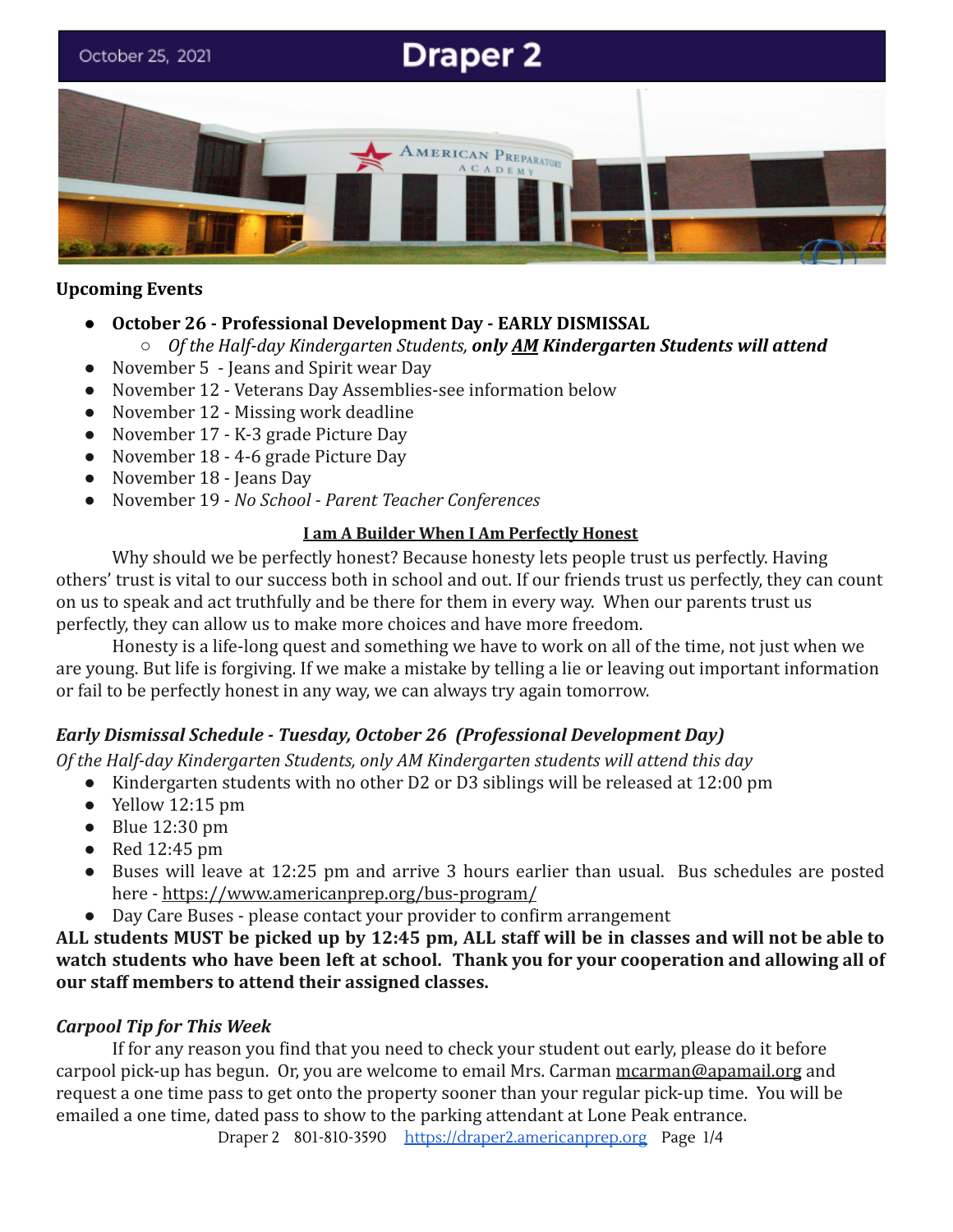October 25, 2021

# Draper 2

**Upcoming Events**

- **October 26 - Professional Development Day - EARLY DISMISSAL**
  - *Of the Half-day Kindergarten Students, **only AM Kindergarten Students will attend***
- November 5 - Jeans and Spirit wear Day
- November 12 - Veterans Day Assemblies-see information below
- November 12 - Missing work deadline
- November 17 - K-3 grade Picture Day
- November 18 - 4-6 grade Picture Day
- November 18 - Jeans Day
- November 19 - *No School - Parent Teacher Conferences*

**I am A Builder When I Am Perfectly Honest**

Why should we be perfectly honest? Because honesty lets people trust us perfectly. Having others' trust is vital to our success both in school and out. If our friends trust us perfectly, they can count on us to speak and act truthfully and be there for them in every way. When our parents trust us perfectly, they can allow us to make more choices and have more freedom.

Honesty is a life-long quest and something we have to work on all of the time, not just when we are young. But life is forgiving. If we make a mistake by telling a lie or leaving out important information or fail to be perfectly honest in any way, we can always try again tomorrow.

***Early Dismissal Schedule - Tuesday, October 26 (Professional Development Day)***

*Of the Half-day Kindergarten Students, only AM Kindergarten students will attend this day*

- Kindergarten students with no other D2 or D3 siblings will be released at 12:00 pm
- Yellow 12:15 pm
- Blue 12:30 pm
- Red 12:45 pm
- Buses will leave at 12:25 pm and arrive 3 hours earlier than usual. Bus schedules are posted here - https://www.americanprep.org/bus-program/
- Day Care Buses - please contact your provider to confirm arrangement

**ALL students MUST be picked up by 12:45 pm, ALL staff will be in classes and will not be able to watch students who have been left at school. Thank you for your cooperation and allowing all of our staff members to attend their assigned classes.**

***Carpool Tip for This Week***

If for any reason you find that you need to check your student out early, please do it before carpool pick-up has begun. Or, you are welcome to email Mrs. Carman mcarman@apamail.org and request a one time pass to get onto the property sooner than your regular pick-up time. You will be emailed a one time, dated pass to show to the parking attendant at Lone Peak entrance.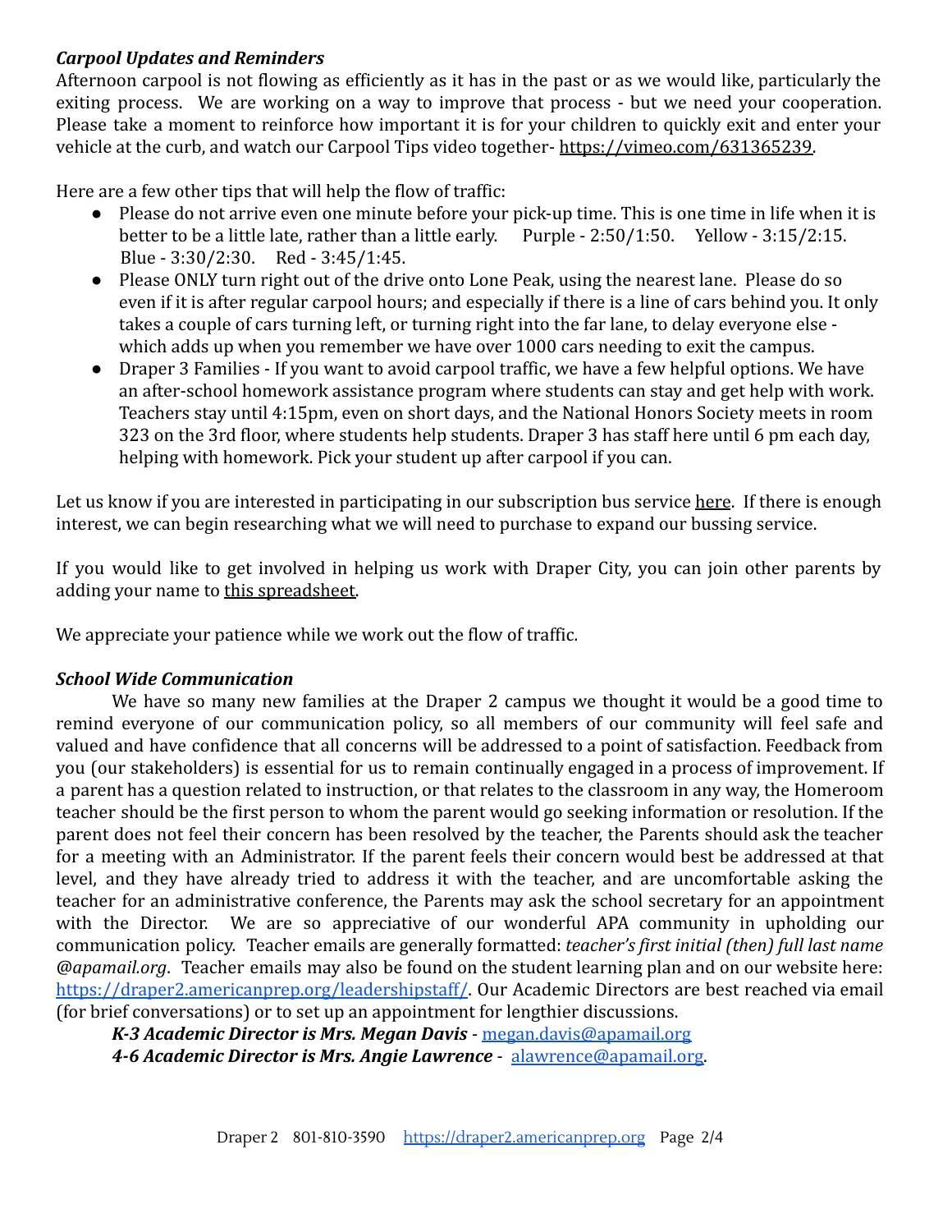***Carpool Updates and Reminders***

Afternoon carpool is not flowing as efficiently as it has in the past or as we would like, particularly the exiting process. We are working on a way to improve that process - but we need your cooperation. Please take a moment to reinforce how important it is for your children to quickly exit and enter your vehicle at the curb, and watch our Carpool Tips video together- https://vimeo.com/631365239.

Here are a few other tips that will help the flow of traffic:

- Please do not arrive even one minute before your pick-up time. This is one time in life when it is better to be a little late, rather than a little early. Purple - 2:50/1:50. Yellow - 3:15/2:15. Blue - 3:30/2:30. Red - 3:45/1:45.
- Please ONLY turn right out of the drive onto Lone Peak, using the nearest lane. Please do so even if it is after regular carpool hours; and especially if there is a line of cars behind you. It only takes a couple of cars turning left, or turning right into the far lane, to delay everyone else - which adds up when you remember we have over 1000 cars needing to exit the campus.
- Draper 3 Families - If you want to avoid carpool traffic, we have a few helpful options. We have an after-school homework assistance program where students can stay and get help with work. Teachers stay until 4:15pm, even on short days, and the National Honors Society meets in room 323 on the 3rd floor, where students help students. Draper 3 has staff here until 6 pm each day, helping with homework. Pick your student up after carpool if you can.

Let us know if you are interested in participating in our subscription bus service here. If there is enough interest, we can begin researching what we will need to purchase to expand our bussing service.

If you would like to get involved in helping us work with Draper City, you can join other parents by adding your name to this spreadsheet.

We appreciate your patience while we work out the flow of traffic.

***School Wide Communication***

We have so many new families at the Draper 2 campus we thought it would be a good time to remind everyone of our communication policy, so all members of our community will feel safe and valued and have confidence that all concerns will be addressed to a point of satisfaction. Feedback from you (our stakeholders) is essential for us to remain continually engaged in a process of improvement. If a parent has a question related to instruction, or that relates to the classroom in any way, the Homeroom teacher should be the first person to whom the parent would go seeking information or resolution. If the parent does not feel their concern has been resolved by the teacher, the Parents should ask the teacher for a meeting with an Administrator. If the parent feels their concern would best be addressed at that level, and they have already tried to address it with the teacher, and are uncomfortable asking the teacher for an administrative conference, the Parents may ask the school secretary for an appointment with the Director. We are so appreciative of our wonderful APA community in upholding our communication policy. Teacher emails are generally formatted: *teacher's first initial (then) full last name @apamail.org*. Teacher emails may also be found on the student learning plan and on our website here: https://draper2.americanprep.org/leadershipstaff/. Our Academic Directors are best reached via email (for brief conversations) or to set up an appointment for lengthier discussions.

***K-3 Academic Director is Mrs. Megan Davis*** - megan.davis@apamail.org

***4-6 Academic Director is Mrs. Angie Lawrence*** - alawrence@apamail.org.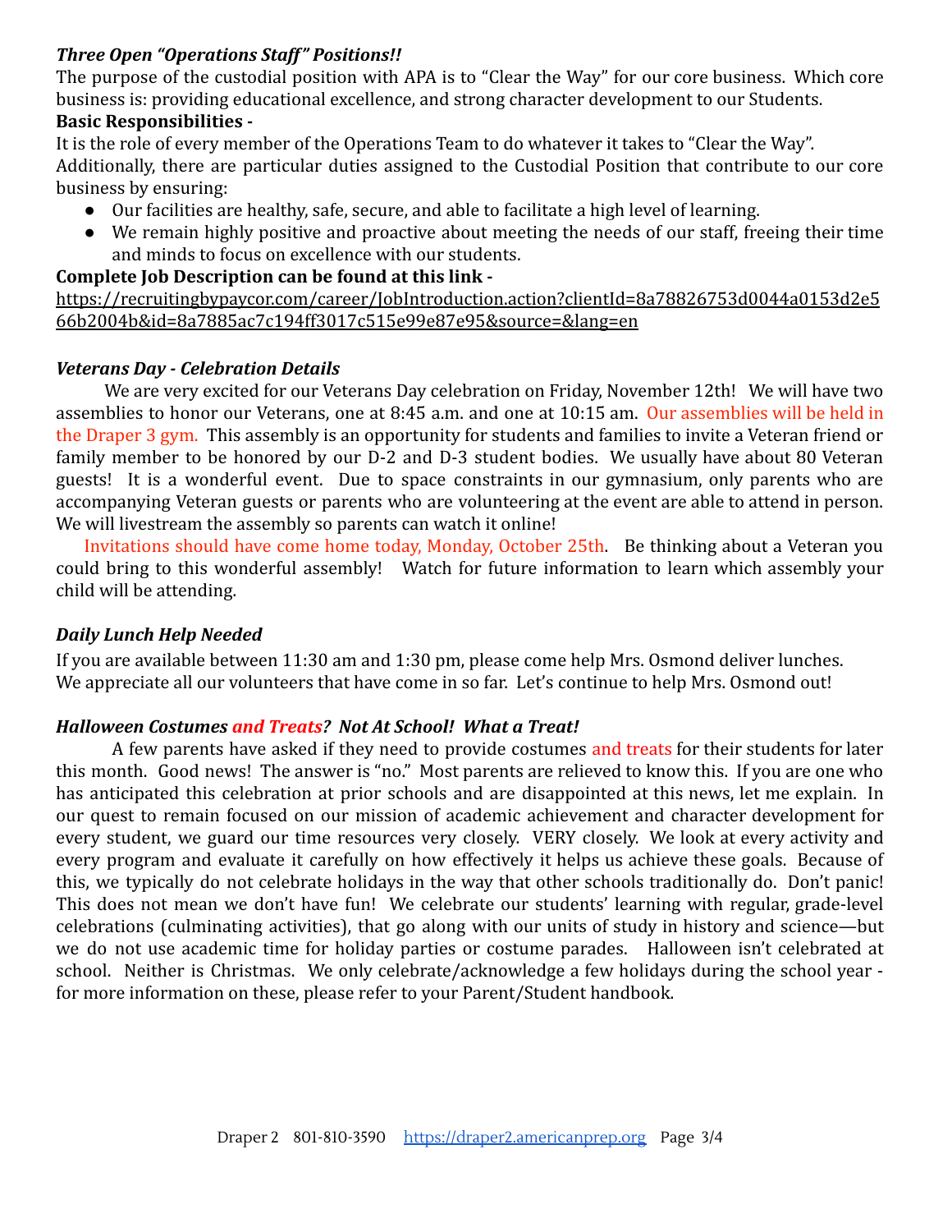***Three Open "Operations Staff" Positions!!***

The purpose of the custodial position with APA is to "Clear the Way" for our core business. Which core business is: providing educational excellence, and strong character development to our Students.

**Basic Responsibilities -**

It is the role of every member of the Operations Team to do whatever it takes to "Clear the Way". Additionally, there are particular duties assigned to the Custodial Position that contribute to our core business by ensuring:

- Our facilities are healthy, safe, secure, and able to facilitate a high level of learning.
- We remain highly positive and proactive about meeting the needs of our staff, freeing their time and minds to focus on excellence with our students.

**Complete Job Description can be found at this link -**

https://recruitingbypaycor.com/career/JobIntroduction.action?clientId=8a78826753d0044a0153d2e566b2004b&id=8a7885ac7c194ff3017c515e99e87e95&source=&lang=en

***Veterans Day - Celebration Details***

We are very excited for our Veterans Day celebration on Friday, November 12th! We will have two assemblies to honor our Veterans, one at 8:45 a.m. and one at 10:15 am. Our assemblies will be held in the Draper 3 gym. This assembly is an opportunity for students and families to invite a Veteran friend or family member to be honored by our D-2 and D-3 student bodies. We usually have about 80 Veteran guests! It is a wonderful event. Due to space constraints in our gymnasium, only parents who are accompanying Veteran guests or parents who are volunteering at the event are able to attend in person. We will livestream the assembly so parents can watch it online!

Invitations should have come home today, Monday, October 25th. Be thinking about a Veteran you could bring to this wonderful assembly! Watch for future information to learn which assembly your child will be attending.

***Daily Lunch Help Needed***

If you are available between 11:30 am and 1:30 pm, please come help Mrs. Osmond deliver lunches. We appreciate all our volunteers that have come in so far. Let's continue to help Mrs. Osmond out!

***Halloween Costumes and Treats? Not At School! What a Treat!***

A few parents have asked if they need to provide costumes and treats for their students for later this month. Good news! The answer is "no." Most parents are relieved to know this. If you are one who has anticipated this celebration at prior schools and are disappointed at this news, let me explain. In our quest to remain focused on our mission of academic achievement and character development for every student, we guard our time resources very closely. VERY closely. We look at every activity and every program and evaluate it carefully on how effectively it helps us achieve these goals. Because of this, we typically do not celebrate holidays in the way that other schools traditionally do. Don't panic! This does not mean we don't have fun! We celebrate our students' learning with regular, grade-level celebrations (culminating activities), that go along with our units of study in history and science—but we do not use academic time for holiday parties or costume parades. Halloween isn't celebrated at school. Neither is Christmas. We only celebrate/acknowledge a few holidays during the school year - for more information on these, please refer to your Parent/Student handbook.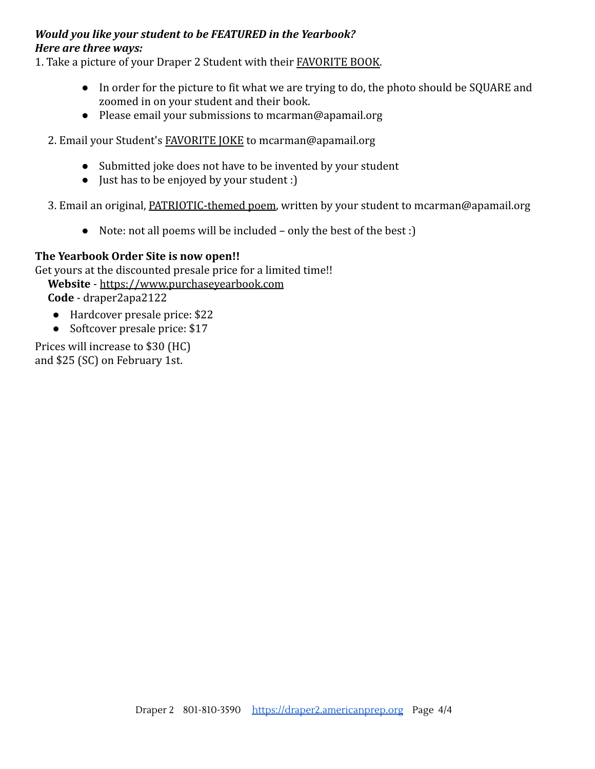***Would you like your student to be FEATURED in the Yearbook?***
***Here are three ways:***

1. Take a picture of your Draper 2 Student with their FAVORITE BOOK.
    - In order for the picture to fit what we are trying to do, the photo should be SQUARE and zoomed in on your student and their book.
    - Please email your submissions to mcarman@apamail.org
2. Email your Student's FAVORITE JOKE to mcarman@apamail.org
    - Submitted joke does not have to be invented by your student
    - Just has to be enjoyed by your student :)
3. Email an original, PATRIOTIC-themed poem, written by your student to mcarman@apamail.org
    - Note: not all poems will be included – only the best of the best :)

**The Yearbook Order Site is now open!!**

Get yours at the discounted presale price for a limited time!!

**Website** - https://www.purchaseyearbook.com

**Code** - draper2apa2122

- Hardcover presale price: $22
- Softcover presale price: $17

Prices will increase to $30 (HC) and $25 (SC) on February 1st.